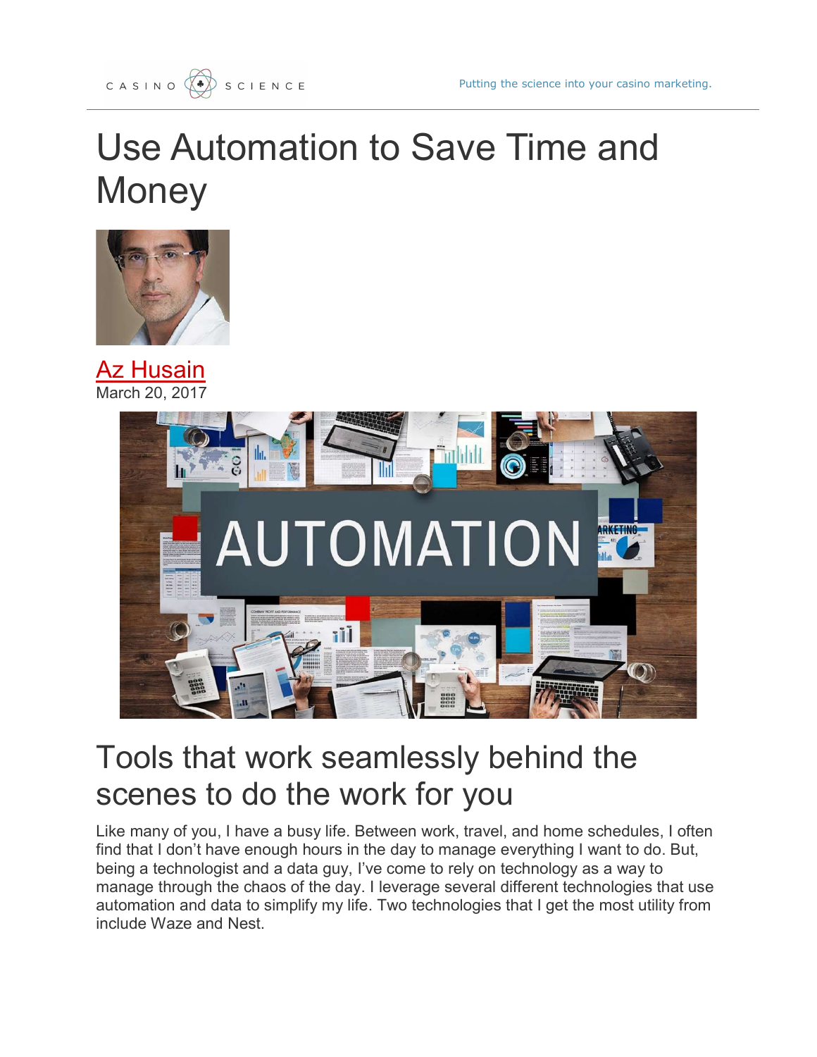# Use Automation to Save Time and Money

Az Husain
March 20, 2017

## Tools that work seamlessly behind the scenes to do the work for you

Like many of you, I have a busy life. Between work, travel, and home schedules, I often find that I don't have enough hours in the day to manage everything I want to do. But, being a technologist and a data guy, I've come to rely on technology as a way to manage through the chaos of the day. I leverage several different technologies that use automation and data to simplify my life. Two technologies that I get the most utility from include Waze and Nest.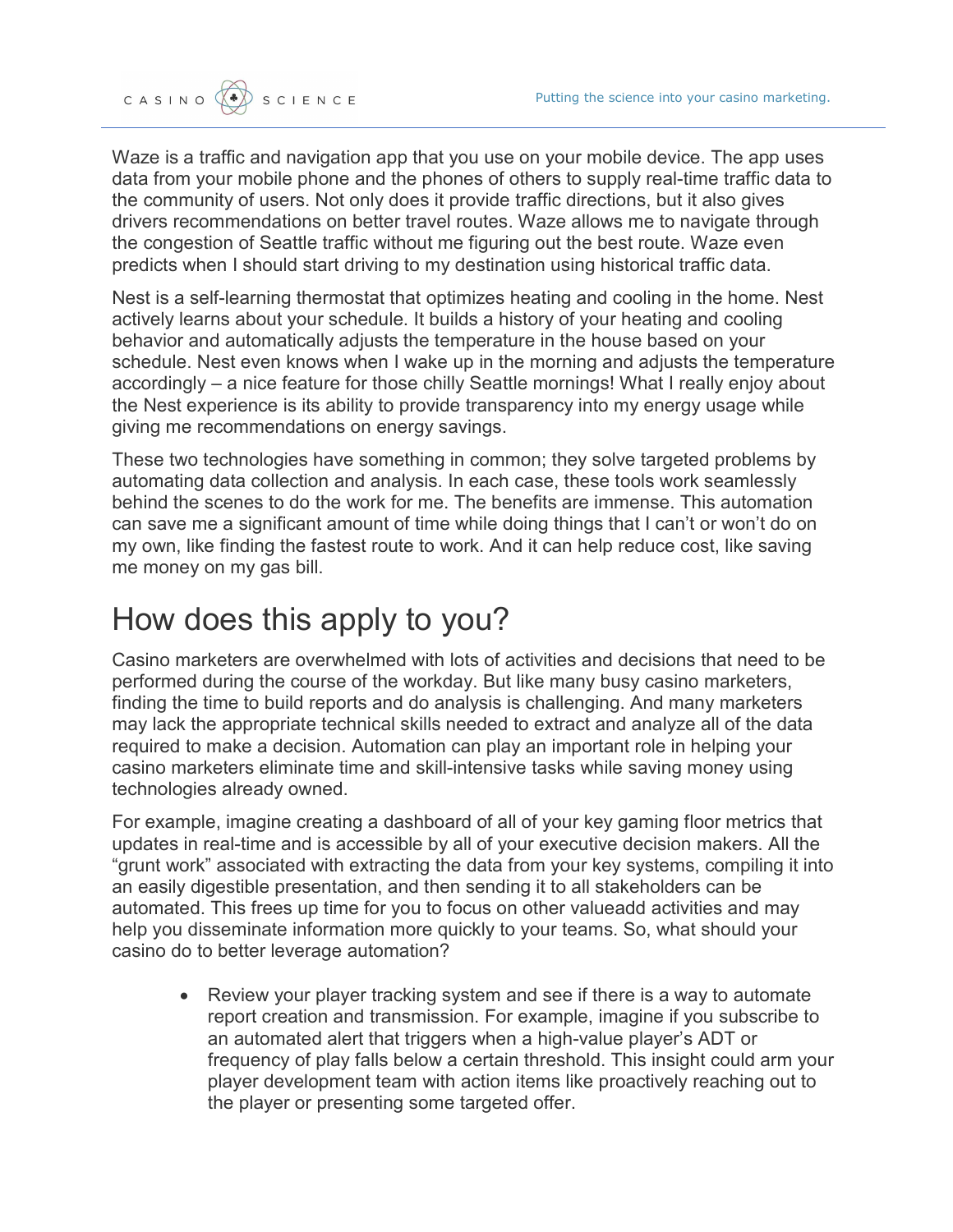Waze is a traffic and navigation app that you use on your mobile device. The app uses data from your mobile phone and the phones of others to supply real-time traffic data to the community of users. Not only does it provide traffic directions, but it also gives drivers recommendations on better travel routes. Waze allows me to navigate through the congestion of Seattle traffic without me figuring out the best route. Waze even predicts when I should start driving to my destination using historical traffic data.

Nest is a self-learning thermostat that optimizes heating and cooling in the home. Nest actively learns about your schedule. It builds a history of your heating and cooling behavior and automatically adjusts the temperature in the house based on your schedule. Nest even knows when I wake up in the morning and adjusts the temperature accordingly – a nice feature for those chilly Seattle mornings! What I really enjoy about the Nest experience is its ability to provide transparency into my energy usage while giving me recommendations on energy savings.

These two technologies have something in common; they solve targeted problems by automating data collection and analysis. In each case, these tools work seamlessly behind the scenes to do the work for me. The benefits are immense. This automation can save me a significant amount of time while doing things that I can't or won't do on my own, like finding the fastest route to work. And it can help reduce cost, like saving me money on my gas bill.

# How does this apply to you?

Casino marketers are overwhelmed with lots of activities and decisions that need to be performed during the course of the workday. But like many busy casino marketers, finding the time to build reports and do analysis is challenging. And many marketers may lack the appropriate technical skills needed to extract and analyze all of the data required to make a decision. Automation can play an important role in helping your casino marketers eliminate time and skill-intensive tasks while saving money using technologies already owned.

For example, imagine creating a dashboard of all of your key gaming floor metrics that updates in real-time and is accessible by all of your executive decision makers. All the "grunt work" associated with extracting the data from your key systems, compiling it into an easily digestible presentation, and then sending it to all stakeholders can be automated. This frees up time for you to focus on other valueadd activities and may help you disseminate information more quickly to your teams. So, what should your casino do to better leverage automation?

- Review your player tracking system and see if there is a way to automate report creation and transmission. For example, imagine if you subscribe to an automated alert that triggers when a high-value player's ADT or frequency of play falls below a certain threshold. This insight could arm your player development team with action items like proactively reaching out to the player or presenting some targeted offer.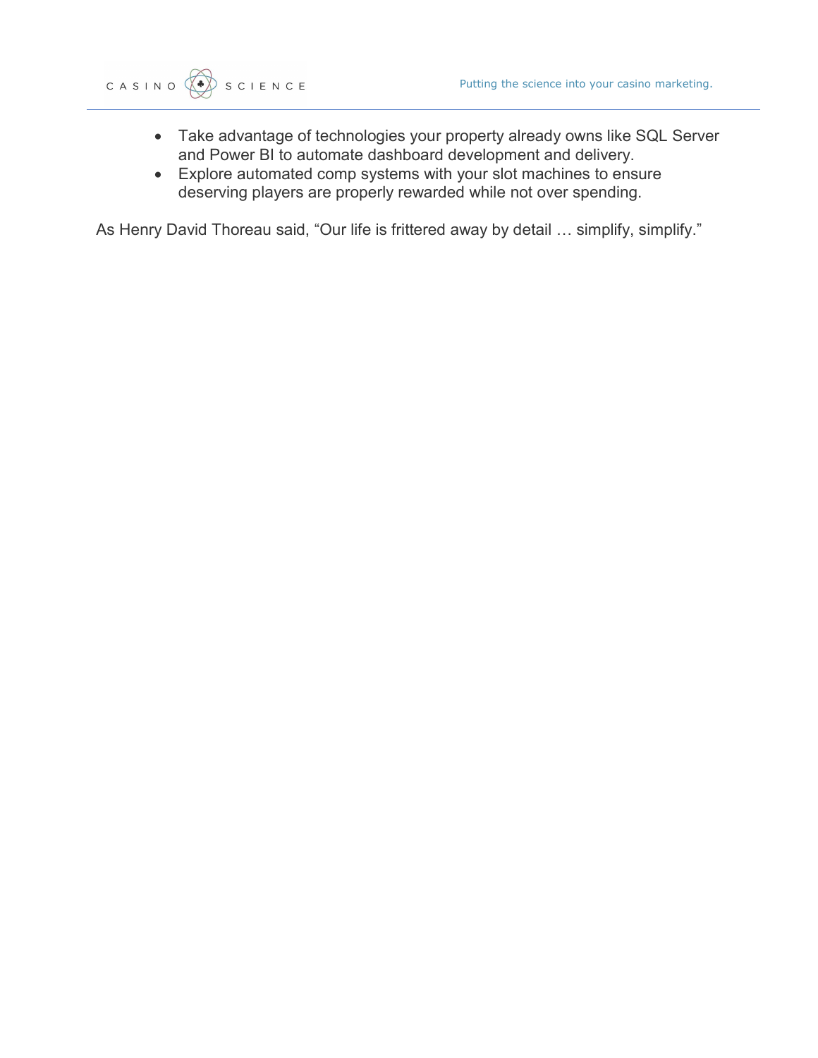- Take advantage of technologies your property already owns like SQL Server and Power BI to automate dashboard development and delivery.
- Explore automated comp systems with your slot machines to ensure deserving players are properly rewarded while not over spending.

As Henry David Thoreau said, "Our life is frittered away by detail … simplify, simplify."